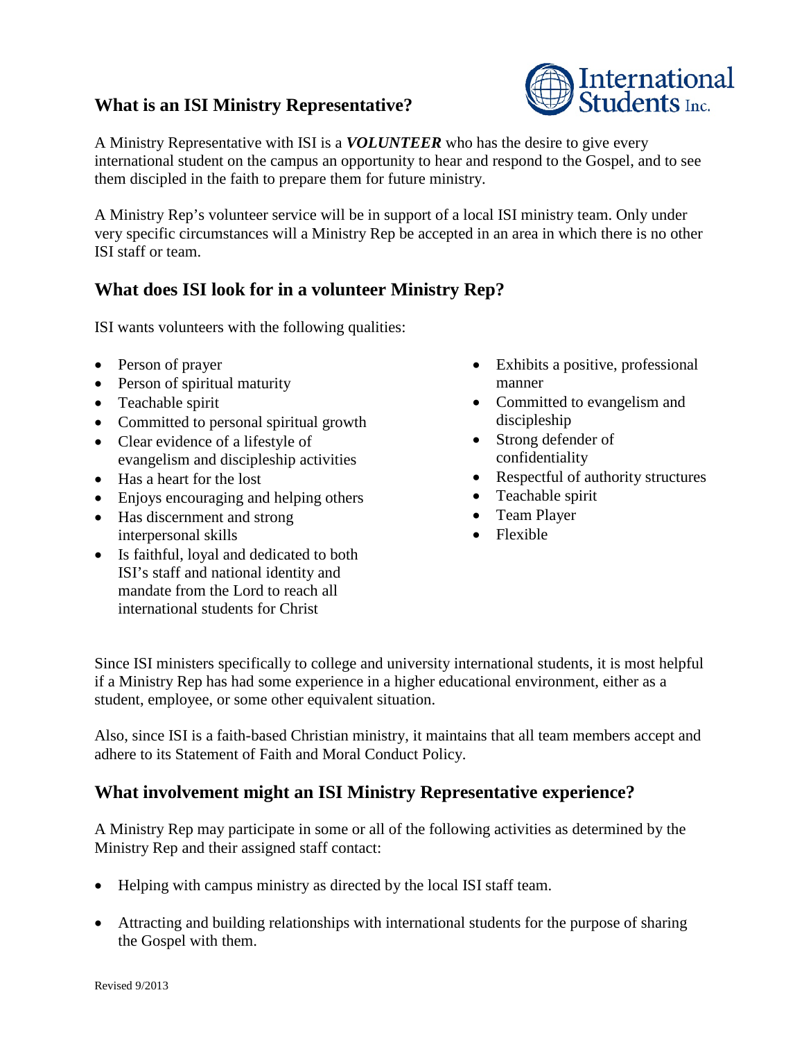## What is an ISI Ministry Representative?

A Ministry Representative with ISI is a ***VOLUNTEER*** who has the desire to give every international student on the campus an opportunity to hear and respond to the Gospel, and to see them discipled in the faith to prepare them for future ministry.

A Ministry Rep's volunteer service will be in support of a local ISI ministry team. Only under very specific circumstances will a Ministry Rep be accepted in an area in which there is no other ISI staff or team.

## What does ISI look for in a volunteer Ministry Rep?

ISI wants volunteers with the following qualities:

- Person of prayer
- Person of spiritual maturity
- Teachable spirit
- Committed to personal spiritual growth
- Clear evidence of a lifestyle of evangelism and discipleship activities
- Has a heart for the lost
- Enjoys encouraging and helping others
- Has discernment and strong interpersonal skills
- Is faithful, loyal and dedicated to both ISI's staff and national identity and mandate from the Lord to reach all international students for Christ
- Exhibits a positive, professional manner
- Committed to evangelism and discipleship
- Strong defender of confidentiality
- Respectful of authority structures
- Teachable spirit
- Team Player
- Flexible

Since ISI ministers specifically to college and university international students, it is most helpful if a Ministry Rep has had some experience in a higher educational environment, either as a student, employee, or some other equivalent situation.

Also, since ISI is a faith-based Christian ministry, it maintains that all team members accept and adhere to its Statement of Faith and Moral Conduct Policy.

## What involvement might an ISI Ministry Representative experience?

A Ministry Rep may participate in some or all of the following activities as determined by the Ministry Rep and their assigned staff contact:

- Helping with campus ministry as directed by the local ISI staff team.
- Attracting and building relationships with international students for the purpose of sharing the Gospel with them.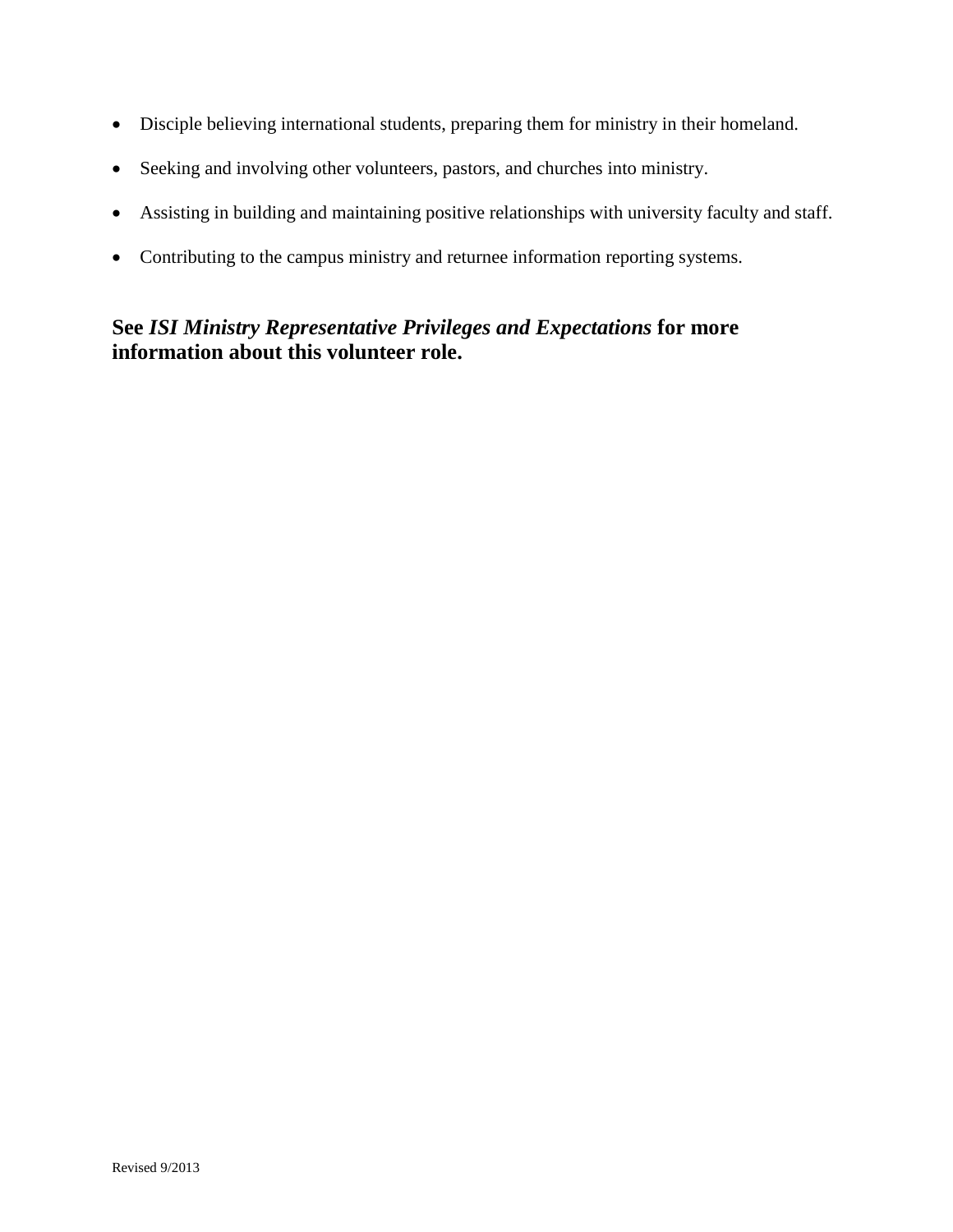- Disciple believing international students, preparing them for ministry in their homeland.
- Seeking and involving other volunteers, pastors, and churches into ministry.
- Assisting in building and maintaining positive relationships with university faculty and staff.
- Contributing to the campus ministry and returnee information reporting systems.

**See *ISI Ministry Representative Privileges and Expectations* for more information about this volunteer role.**

Revised 9/2013